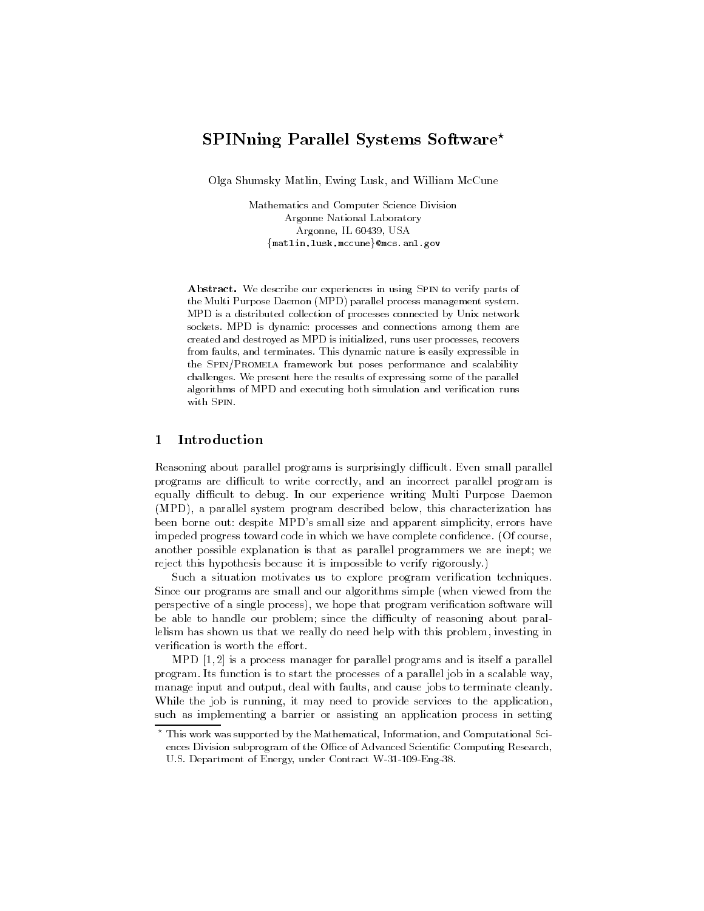# SPINning Parallel Systems Software*

Olga Shumsky Matlin, Ewing Lusk, and William McCune

Mathematics and Computer Science Division
Argonne National Laboratory
Argonne, IL 60439, USA
{matlin,lusk,mccune}@mcs.anl.gov

**Abstract.** We describe our experiences in using SPIN to verify parts of the Multi Purpose Daemon (MPD) parallel process management system. MPD is a distributed collection of processes connected by Unix network sockets. MPD is dynamic: processes and connections among them are created and destroyed as MPD is initialized, runs user processes, recovers from faults, and terminates. This dynamic nature is easily expressible in the SPIN/PROMELA framework but poses performance and scalability challenges. We present here the results of expressing some of the parallel algorithms of MPD and executing both simulation and verification runs with SPIN.

## 1 Introduction

Reasoning about parallel programs is surprisingly difficult. Even small parallel programs are difficult to write correctly, and an incorrect parallel program is equally difficult to debug. In our experience writing Multi Purpose Daemon (MPD), a parallel system program described below, this characterization has been borne out: despite MPD's small size and apparent simplicity, errors have impeded progress toward code in which we have complete confidence. (Of course, another possible explanation is that as parallel programmers we are inept; we reject this hypothesis because it is impossible to verify rigorously.)

Such a situation motivates us to explore program verification techniques. Since our programs are small and our algorithms simple (when viewed from the perspective of a single process), we hope that program verification software will be able to handle our problem; since the difficulty of reasoning about parallelism has shown us that we really do need help with this problem, investing in verification is worth the effort.

MPD [1, 2] is a process manager for parallel programs and is itself a parallel program. Its function is to start the processes of a parallel job in a scalable way, manage input and output, deal with faults, and cause jobs to terminate cleanly. While the job is running, it may need to provide services to the application, such as implementing a barrier or assisting an application process in setting

* This work was supported by the Mathematical, Information, and Computational Sciences Division subprogram of the Office of Advanced Scientific Computing Research, U.S. Department of Energy, under Contract W-31-109-Eng-38.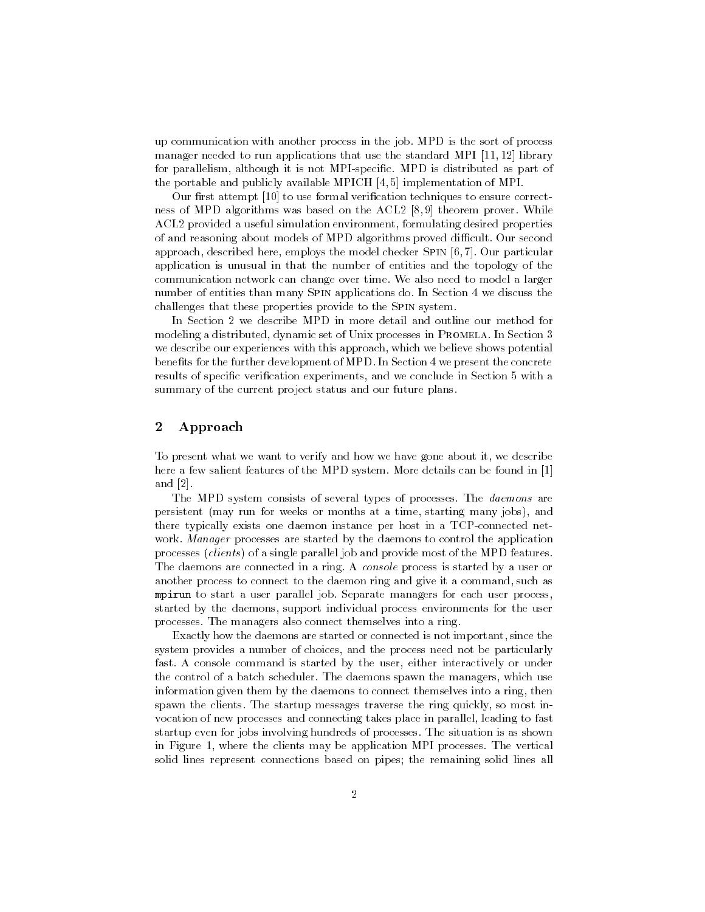up communication with another process in the job. MPD is the sort of process manager needed to run applications that use the standard MPI [11, 12] library for parallelism, although it is not MPI-specific. MPD is distributed as part of the portable and publicly available MPICH [4, 5] implementation of MPI.

Our first attempt [10] to use formal verification techniques to ensure correctness of MPD algorithms was based on the ACL2 [8, 9] theorem prover. While ACL2 provided a useful simulation environment, formulating desired properties of and reasoning about models of MPD algorithms proved difficult. Our second approach, described here, employs the model checker Spin [6, 7]. Our particular application is unusual in that the number of entities and the topology of the communication network can change over time. We also need to model a larger number of entities than many Spin applications do. In Section 4 we discuss the challenges that these properties provide to the Spin system.

In Section 2 we describe MPD in more detail and outline our method for modeling a distributed, dynamic set of Unix processes in Promela. In Section 3 we describe our experiences with this approach, which we believe shows potential benefits for the further development of MPD. In Section 4 we present the concrete results of specific verification experiments, and we conclude in Section 5 with a summary of the current project status and our future plans.

## 2 Approach

To present what we want to verify and how we have gone about it, we describe here a few salient features of the MPD system. More details can be found in [1] and [2].

The MPD system consists of several types of processes. The *daemons* are persistent (may run for weeks or months at a time, starting many jobs), and there typically exists one daemon instance per host in a TCP-connected network. *Manager* processes are started by the daemons to control the application processes (*clients*) of a single parallel job and provide most of the MPD features. The daemons are connected in a ring. A *console* process is started by a user or another process to connect to the daemon ring and give it a command, such as `mpirun` to start a user parallel job. Separate managers for each user process, started by the daemons, support individual process environments for the user processes. The managers also connect themselves into a ring.

Exactly how the daemons are started or connected is not important, since the system provides a number of choices, and the process need not be particularly fast. A console command is started by the user, either interactively or under the control of a batch scheduler. The daemons spawn the managers, which use information given them by the daemons to connect themselves into a ring, then spawn the clients. The startup messages traverse the ring quickly, so most invocation of new processes and connecting takes place in parallel, leading to fast startup even for jobs involving hundreds of processes. The situation is as shown in Figure 1, where the clients may be application MPI processes. The vertical solid lines represent connections based on pipes; the remaining solid lines all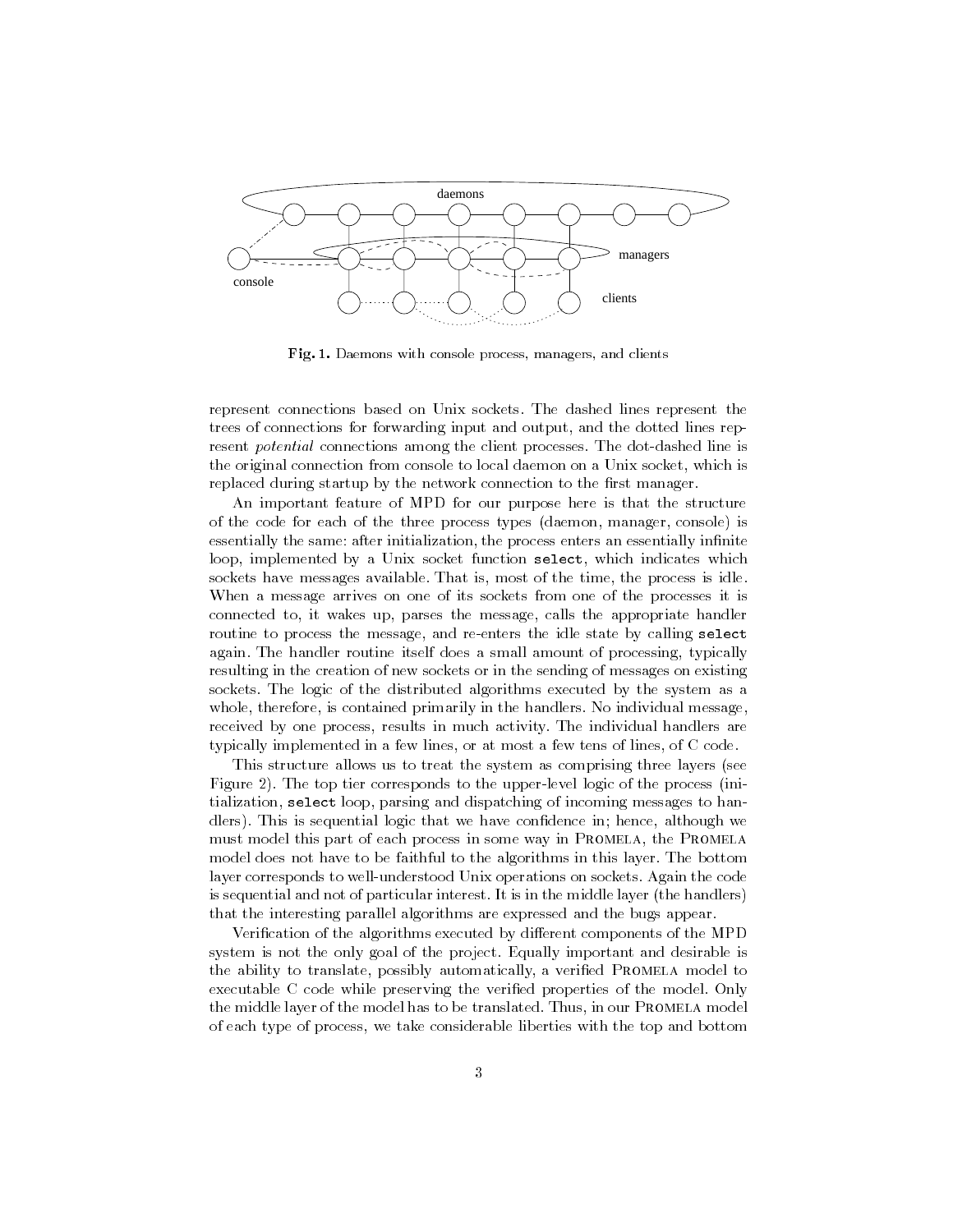**Fig. 1.** Daemons with console process, managers, and clients

represent connections based on Unix sockets. The dashed lines represent the trees of connections for forwarding input and output, and the dotted lines represent *potential* connections among the client processes. The dot-dashed line is the original connection from console to local daemon on a Unix socket, which is replaced during startup by the network connection to the first manager.

An important feature of MPD for our purpose here is that the structure of the code for each of the three process types (daemon, manager, console) is essentially the same: after initialization, the process enters an essentially infinite loop, implemented by a Unix socket function `select`, which indicates which sockets have messages available. That is, most of the time, the process is idle. When a message arrives on one of its sockets from one of the processes it is connected to, it wakes up, parses the message, calls the appropriate handler routine to process the message, and re-enters the idle state by calling `select` again. The handler routine itself does a small amount of processing, typically resulting in the creation of new sockets or in the sending of messages on existing sockets. The logic of the distributed algorithms executed by the system as a whole, therefore, is contained primarily in the handlers. No individual message, received by one process, results in much activity. The individual handlers are typically implemented in a few lines, or at most a few tens of lines, of C code.

This structure allows us to treat the system as comprising three layers (see Figure 2). The top tier corresponds to the upper-level logic of the process (initialization, `select` loop, parsing and dispatching of incoming messages to handlers). This is sequential logic that we have confidence in; hence, although we must model this part of each process in some way in Promela, the Promela model does not have to be faithful to the algorithms in this layer. The bottom layer corresponds to well-understood Unix operations on sockets. Again the code is sequential and not of particular interest. It is in the middle layer (the handlers) that the interesting parallel algorithms are expressed and the bugs appear.

Verification of the algorithms executed by different components of the MPD system is not the only goal of the project. Equally important and desirable is the ability to translate, possibly automatically, a verified Promela model to executable C code while preserving the verified properties of the model. Only the middle layer of the model has to be translated. Thus, in our Promela model of each type of process, we take considerable liberties with the top and bottom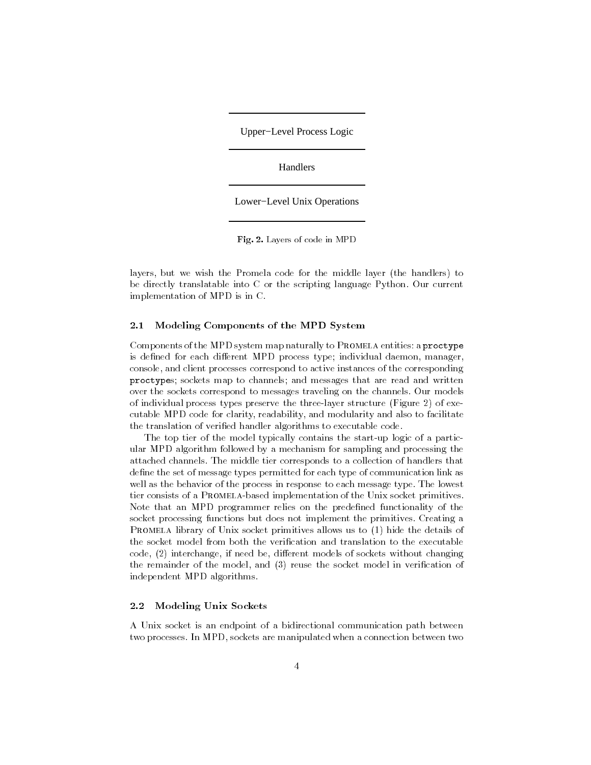Upper−Level Process Logic

Handlers

Lower−Level Unix Operations

**Fig. 2.** Layers of code in MPD

layers, but we wish the Promela code for the middle layer (the handlers) to be directly translatable into C or the scripting language Python. Our current implementation of MPD is in C.

### 2.1 Modeling Components of the MPD System

Components of the MPD system map naturally to Promela entities: a `proctype` is defined for each different MPD process type; individual daemon, manager, console, and client processes correspond to active instances of the corresponding `proctype`s; sockets map to channels; and messages that are read and written over the sockets correspond to messages traveling on the channels. Our models of individual process types preserve the three-layer structure (Figure 2) of executable MPD code for clarity, readability, and modularity and also to facilitate the translation of verified handler algorithms to executable code.

The top tier of the model typically contains the start-up logic of a particular MPD algorithm followed by a mechanism for sampling and processing the attached channels. The middle tier corresponds to a collection of handlers that define the set of message types permitted for each type of communication link as well as the behavior of the process in response to each message type. The lowest tier consists of a Promela-based implementation of the Unix socket primitives. Note that an MPD programmer relies on the predefined functionality of the socket processing functions but does not implement the primitives. Creating a Promela library of Unix socket primitives allows us to (1) hide the details of the socket model from both the verification and translation to the executable code, (2) interchange, if need be, different models of sockets without changing the remainder of the model, and (3) reuse the socket model in verification of independent MPD algorithms.

### 2.2 Modeling Unix Sockets

A Unix socket is an endpoint of a bidirectional communication path between two processes. In MPD, sockets are manipulated when a connection between two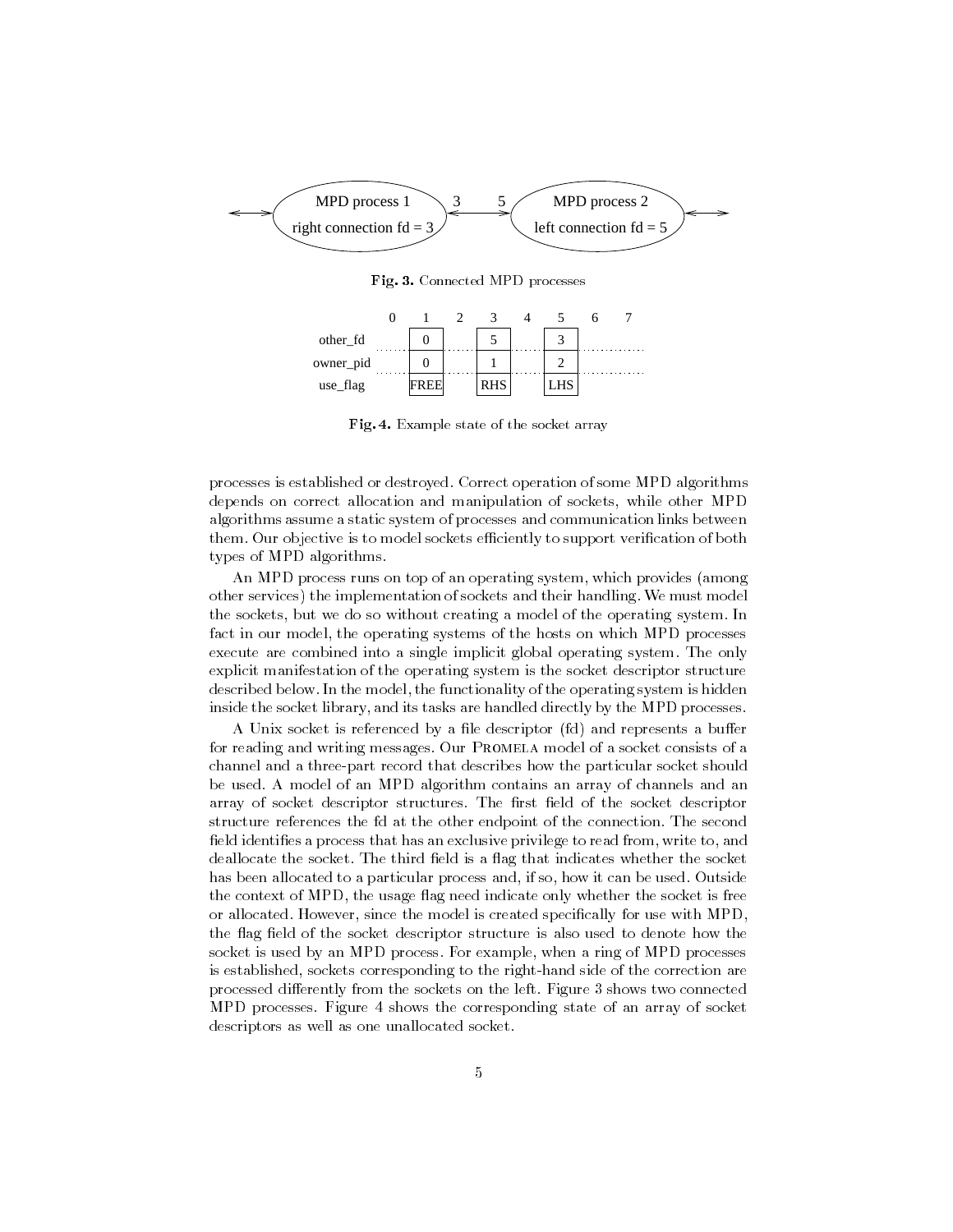Fig. 3. Connected MPD processes

| | 0 | 1 | 2 | 3 | 4 | 5 | 6 | 7 |
|---|---|---|---|---|---|---|---|---|
| other_fd | | 0 | | 5 | | 3 | | |
| owner_pid | | 0 | | 1 | | 2 | | |
| use_flag | | FREE | | RHS | | LHS | | |

Fig. 4. Example state of the socket array

processes is established or destroyed. Correct operation of some MPD algorithms depends on correct allocation and manipulation of sockets, while other MPD algorithms assume a static system of processes and communication links between them. Our objective is to model sockets efficiently to support verification of both types of MPD algorithms.

An MPD process runs on top of an operating system, which provides (among other services) the implementation of sockets and their handling. We must model the sockets, but we do so without creating a model of the operating system. In fact in our model, the operating systems of the hosts on which MPD processes execute are combined into a single implicit global operating system. The only explicit manifestation of the operating system is the socket descriptor structure described below. In the model, the functionality of the operating system is hidden inside the socket library, and its tasks are handled directly by the MPD processes.

A Unix socket is referenced by a file descriptor (fd) and represents a buffer for reading and writing messages. Our Promela model of a socket consists of a channel and a three-part record that describes how the particular socket should be used. A model of an MPD algorithm contains an array of channels and an array of socket descriptor structures. The first field of the socket descriptor structure references the fd at the other endpoint of the connection. The second field identifies a process that has an exclusive privilege to read from, write to, and deallocate the socket. The third field is a flag that indicates whether the socket has been allocated to a particular process and, if so, how it can be used. Outside the context of MPD, the usage flag need indicate only whether the socket is free or allocated. However, since the model is created specifically for use with MPD, the flag field of the socket descriptor structure is also used to denote how the socket is used by an MPD process. For example, when a ring of MPD processes is established, sockets corresponding to the right-hand side of the correction are processed differently from the sockets on the left. Figure 3 shows two connected MPD processes. Figure 4 shows the corresponding state of an array of socket descriptors as well as one unallocated socket.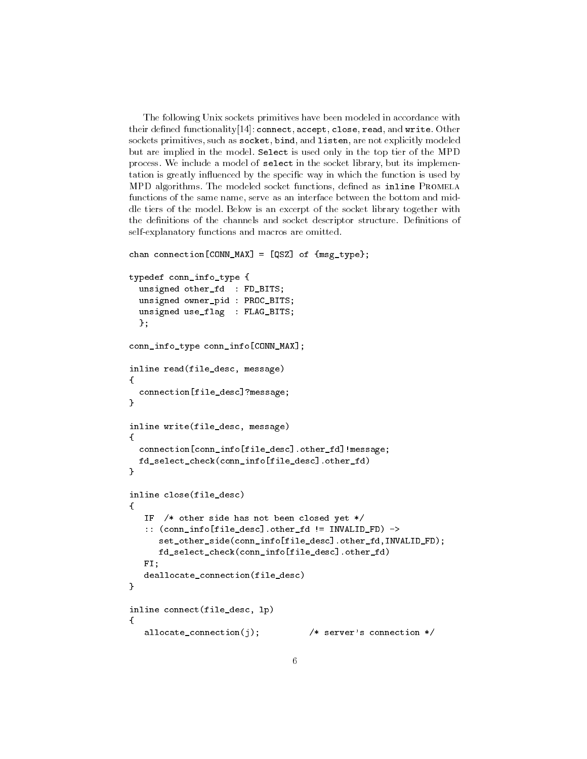The following Unix sockets primitives have been modeled in accordance with their defined functionality[14]: `connect`, `accept`, `close`, `read`, and `write`. Other sockets primitives, such as `socket`, `bind`, and `listen`, are not explicitly modeled but are implied in the model. `Select` is used only in the top tier of the MPD process. We include a model of `select` in the socket library, but its implementation is greatly influenced by the specific way in which the function is used by MPD algorithms. The modeled socket functions, defined as `inline` Promela functions of the same name, serve as an interface between the bottom and middle tiers of the model. Below is an excerpt of the socket library together with the definitions of the channels and socket descriptor structure. Definitions of self-explanatory functions and macros are omitted.

```
chan connection[CONN_MAX] = [QSZ] of {msg_type};

typedef conn_info_type {
  unsigned other_fd  : FD_BITS;
  unsigned owner_pid : PROC_BITS;
  unsigned use_flag  : FLAG_BITS;
  };

conn_info_type conn_info[CONN_MAX];

inline read(file_desc, message)
{
  connection[file_desc]?message;
}

inline write(file_desc, message)
{
  connection[conn_info[file_desc].other_fd]!message;
  fd_select_check(conn_info[file_desc].other_fd)
}

inline close(file_desc)
{
   IF  /* other side has not been closed yet */
   :: (conn_info[file_desc].other_fd != INVALID_FD) ->
      set_other_side(conn_info[file_desc].other_fd,INVALID_FD);
      fd_select_check(conn_info[file_desc].other_fd)
   FI;
   deallocate_connection(file_desc)
}

inline connect(file_desc, lp)
{
   allocate_connection(j);          /* server's connection */
```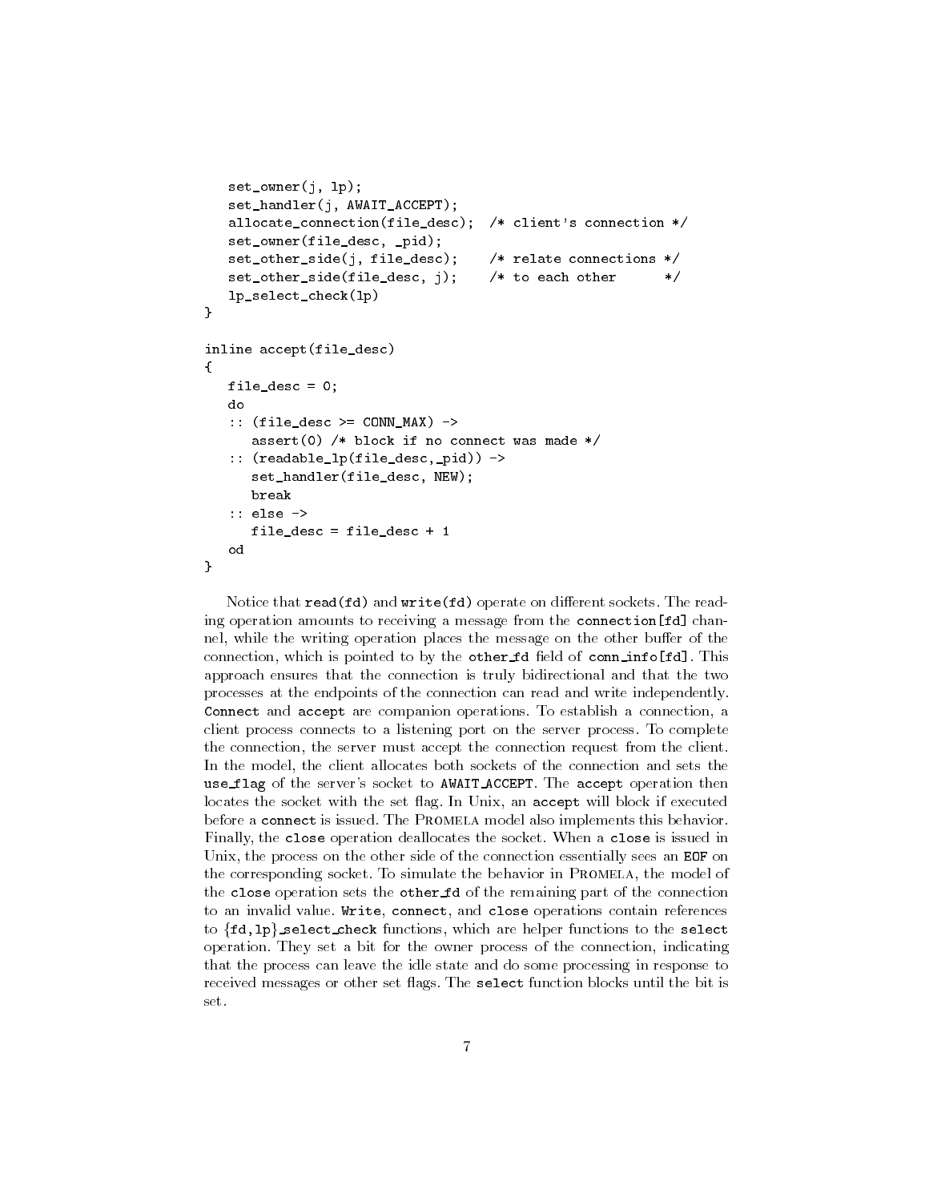```
   set_owner(j, lp);
   set_handler(j, AWAIT_ACCEPT);
   allocate_connection(file_desc);  /* client's connection */
   set_owner(file_desc, _pid);
   set_other_side(j, file_desc);    /* relate connections */
   set_other_side(file_desc, j);    /* to each other      */
   lp_select_check(lp)
}

inline accept(file_desc)
{
   file_desc = 0;
   do
   :: (file_desc >= CONN_MAX) ->
      assert(0) /* block if no connect was made */
   :: (readable_lp(file_desc,_pid)) ->
      set_handler(file_desc, NEW);
      break
   :: else ->
      file_desc = file_desc + 1
   od
}
```

Notice that `read(fd)` and `write(fd)` operate on different sockets. The reading operation amounts to receiving a message from the `connection[fd]` channel, while the writing operation places the message on the other buffer of the connection, which is pointed to by the `other_fd` field of `conn_info[fd]`. This approach ensures that the connection is truly bidirectional and that the two processes at the endpoints of the connection can read and write independently. `Connect` and `accept` are companion operations. To establish a connection, a client process connects to a listening port on the server process. To complete the connection, the server must accept the connection request from the client. In the model, the client allocates both sockets of the connection and sets the `use_flag` of the server's socket to `AWAIT_ACCEPT`. The `accept` operation then locates the socket with the set flag. In Unix, an `accept` will block if executed before a `connect` is issued. The Promela model also implements this behavior. Finally, the `close` operation deallocates the socket. When a `close` is issued in Unix, the process on the other side of the connection essentially sees an `EOF` on the corresponding socket. To simulate the behavior in Promela, the model of the `close` operation sets the `other_fd` of the remaining part of the connection to an invalid value. `Write`, `connect`, and `close` operations contain references to {`fd`,`lp`}`_select_check` functions, which are helper functions to the `select` operation. They set a bit for the owner process of the connection, indicating that the process can leave the idle state and do some processing in response to received messages or other set flags. The `select` function blocks until the bit is set.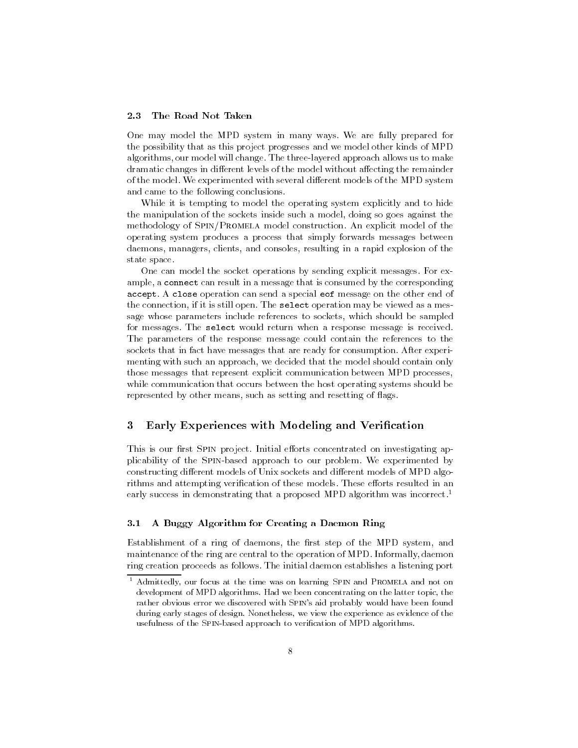### 2.3 The Road Not Taken

One may model the MPD system in many ways. We are fully prepared for the possibility that as this project progresses and we model other kinds of MPD algorithms, our model will change. The three-layered approach allows us to make dramatic changes in different levels of the model without affecting the remainder of the model. We experimented with several different models of the MPD system and came to the following conclusions.

While it is tempting to model the operating system explicitly and to hide the manipulation of the sockets inside such a model, doing so goes against the methodology of Spin/Promela model construction. An explicit model of the operating system produces a process that simply forwards messages between daemons, managers, clients, and consoles, resulting in a rapid explosion of the state space.

One can model the socket operations by sending explicit messages. For example, a `connect` can result in a message that is consumed by the corresponding `accept`. A `close` operation can send a special `eof` message on the other end of the connection, if it is still open. The `select` operation may be viewed as a message whose parameters include references to sockets, which should be sampled for messages. The `select` would return when a response message is received. The parameters of the response message could contain the references to the sockets that in fact have messages that are ready for consumption. After experimenting with such an approach, we decided that the model should contain only those messages that represent explicit communication between MPD processes, while communication that occurs between the host operating systems should be represented by other means, such as setting and resetting of flags.

## 3 Early Experiences with Modeling and Verification

This is our first Spin project. Initial efforts concentrated on investigating applicability of the Spin-based approach to our problem. We experimented by constructing different models of Unix sockets and different models of MPD algorithms and attempting verification of these models. These efforts resulted in an early success in demonstrating that a proposed MPD algorithm was incorrect.[1]

### 3.1 A Buggy Algorithm for Creating a Daemon Ring

Establishment of a ring of daemons, the first step of the MPD system, and maintenance of the ring are central to the operation of MPD. Informally, daemon ring creation proceeds as follows. The initial daemon establishes a listening port

[1] Admittedly, our focus at the time was on learning Spin and Promela and not on development of MPD algorithms. Had we been concentrating on the latter topic, the rather obvious error we discovered with Spin's aid probably would have been found during early stages of design. Nonetheless, we view the experience as evidence of the usefulness of the Spin-based approach to verification of MPD algorithms.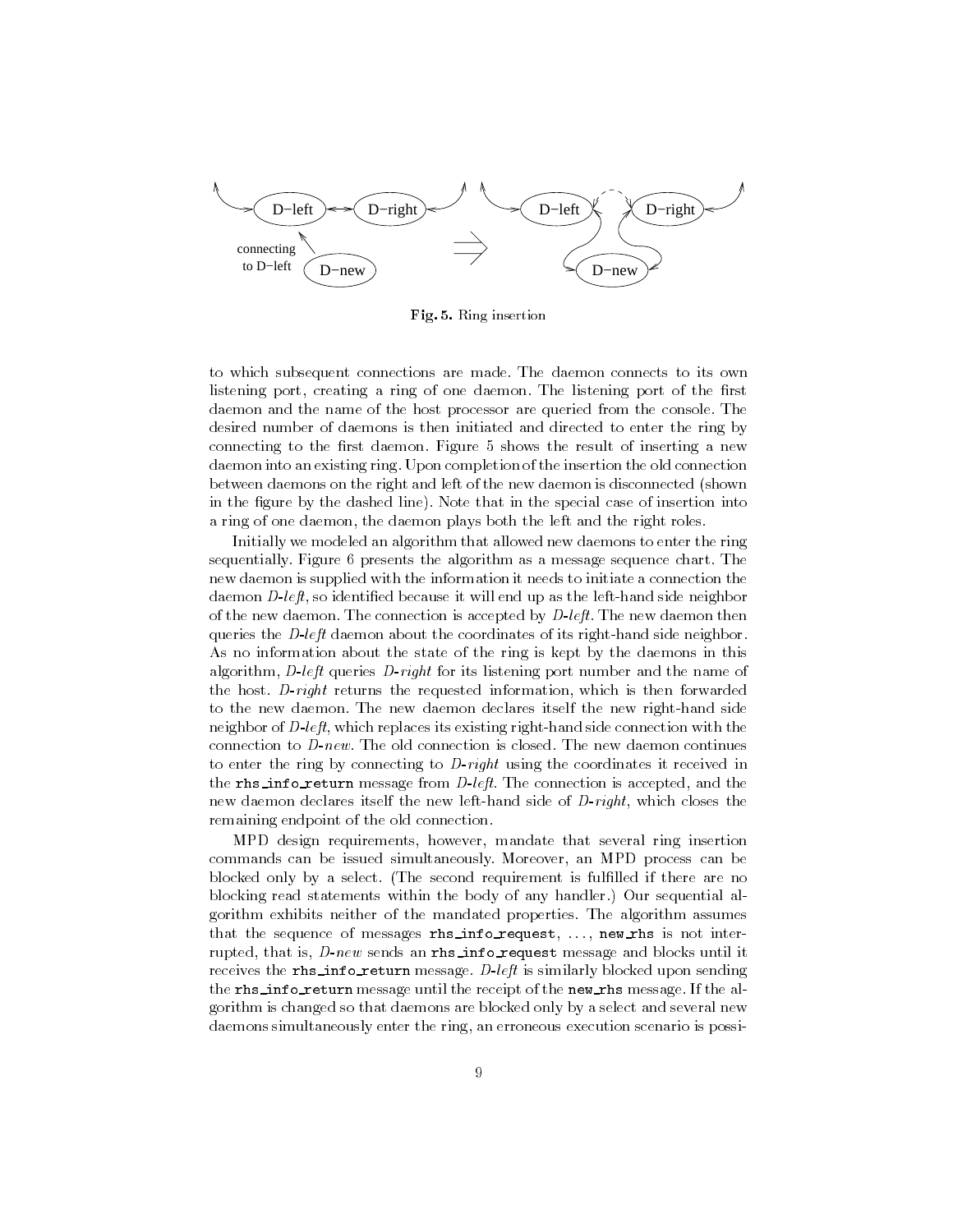**Fig. 5.** Ring insertion

to which subsequent connections are made. The daemon connects to its own listening port, creating a ring of one daemon. The listening port of the first daemon and the name of the host processor are queried from the console. The desired number of daemons is then initiated and directed to enter the ring by connecting to the first daemon. Figure 5 shows the result of inserting a new daemon into an existing ring. Upon completion of the insertion the old connection between daemons on the right and left of the new daemon is disconnected (shown in the figure by the dashed line). Note that in the special case of insertion into a ring of one daemon, the daemon plays both the left and the right roles.

Initially we modeled an algorithm that allowed new daemons to enter the ring sequentially. Figure 6 presents the algorithm as a message sequence chart. The new daemon is supplied with the information it needs to initiate a connection the daemon *D-left*, so identified because it will end up as the left-hand side neighbor of the new daemon. The connection is accepted by *D-left*. The new daemon then queries the *D-left* daemon about the coordinates of its right-hand side neighbor. As no information about the state of the ring is kept by the daemons in this algorithm, *D-left* queries *D-right* for its listening port number and the name of the host. *D-right* returns the requested information, which is then forwarded to the new daemon. The new daemon declares itself the new right-hand side neighbor of *D-left*, which replaces its existing right-hand side connection with the connection to *D-new*. The old connection is closed. The new daemon continues to enter the ring by connecting to *D-right* using the coordinates it received in the `rhs_info_return` message from *D-left*. The connection is accepted, and the new daemon declares itself the new left-hand side of *D-right*, which closes the remaining endpoint of the old connection.

MPD design requirements, however, mandate that several ring insertion commands can be issued simultaneously. Moreover, an MPD process can be blocked only by a select. (The second requirement is fulfilled if there are no blocking read statements within the body of any handler.) Our sequential algorithm exhibits neither of the mandated properties. The algorithm assumes that the sequence of messages `rhs_info_request`, ..., `new_rhs` is not interrupted, that is, *D-new* sends an `rhs_info_request` message and blocks until it receives the `rhs_info_return` message. *D-left* is similarly blocked upon sending the `rhs_info_return` message until the receipt of the `new_rhs` message. If the algorithm is changed so that daemons are blocked only by a select and several new daemons simultaneously enter the ring, an erroneous execution scenario is possi-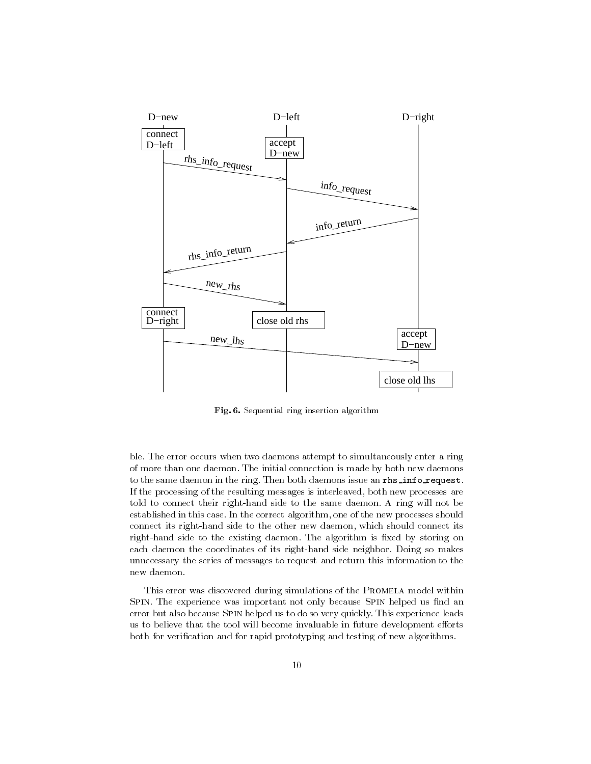Fig. 6. Sequential ring insertion algorithm

ble. The error occurs when two daemons attempt to simultaneously enter a ring of more than one daemon. The initial connection is made by both new daemons to the same daemon in the ring. Then both daemons issue an `rhs_info_request`. If the processing of the resulting messages is interleaved, both new processes are told to connect their right-hand side to the same daemon. A ring will not be established in this case. In the correct algorithm, one of the new processes should connect its right-hand side to the other new daemon, which should connect its right-hand side to the existing daemon. The algorithm is fixed by storing on each daemon the coordinates of its right-hand side neighbor. Doing so makes unnecessary the series of messages to request and return this information to the new daemon.

This error was discovered during simulations of the Promela model within Spin. The experience was important not only because Spin helped us find an error but also because Spin helped us to do so very quickly. This experience leads us to believe that the tool will become invaluable in future development efforts both for verification and for rapid prototyping and testing of new algorithms.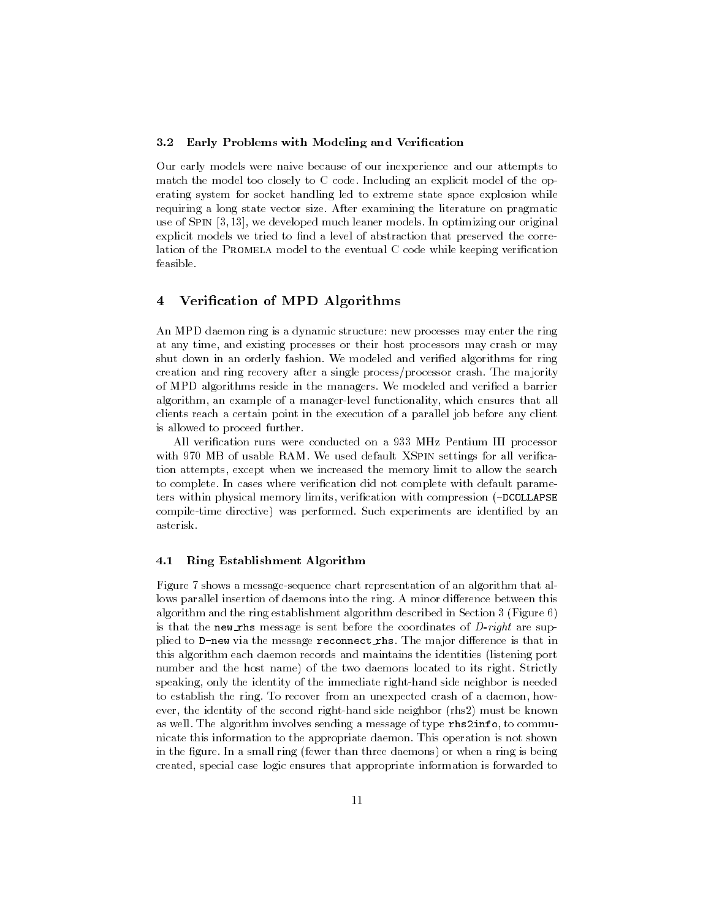### 3.2 Early Problems with Modeling and Verification

Our early models were naive because of our inexperience and our attempts to match the model too closely to C code. Including an explicit model of the operating system for socket handling led to extreme state space explosion while requiring a long state vector size. After examining the literature on pragmatic use of SPIN [3, 13], we developed much leaner models. In optimizing our original explicit models we tried to find a level of abstraction that preserved the correlation of the PROMELA model to the eventual C code while keeping verification feasible.

## 4 Verification of MPD Algorithms

An MPD daemon ring is a dynamic structure: new processes may enter the ring at any time, and existing processes or their host processors may crash or may shut down in an orderly fashion. We modeled and verified algorithms for ring creation and ring recovery after a single process/processor crash. The majority of MPD algorithms reside in the managers. We modeled and verified a barrier algorithm, an example of a manager-level functionality, which ensures that all clients reach a certain point in the execution of a parallel job before any client is allowed to proceed further.

All verification runs were conducted on a 933 MHz Pentium III processor with 970 MB of usable RAM. We used default XSPIN settings for all verification attempts, except when we increased the memory limit to allow the search to complete. In cases where verification did not complete with default parameters within physical memory limits, verification with compression (`-DCOLLAPSE` compile-time directive) was performed. Such experiments are identified by an asterisk.

### 4.1 Ring Establishment Algorithm

Figure 7 shows a message-sequence chart representation of an algorithm that allows parallel insertion of daemons into the ring. A minor difference between this algorithm and the ring establishment algorithm described in Section 3 (Figure 6) is that the `new_rhs` message is sent before the coordinates of *D-right* are supplied to `D-new` via the message `reconnect_rhs`. The major difference is that in this algorithm each daemon records and maintains the identities (listening port number and the host name) of the two daemons located to its right. Strictly speaking, only the identity of the immediate right-hand side neighbor is needed to establish the ring. To recover from an unexpected crash of a daemon, however, the identity of the second right-hand side neighbor (rhs2) must be known as well. The algorithm involves sending a message of type `rhs2info`, to communicate this information to the appropriate daemon. This operation is not shown in the figure. In a small ring (fewer than three daemons) or when a ring is being created, special case logic ensures that appropriate information is forwarded to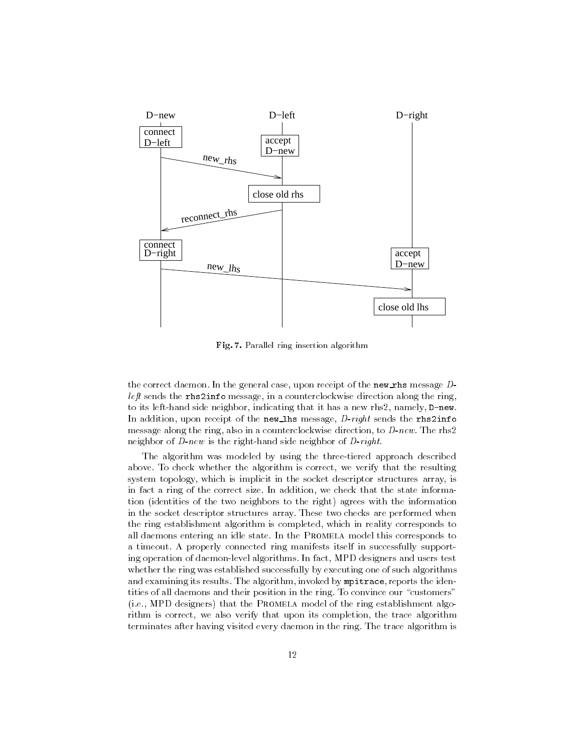Fig. 7. Parallel ring insertion algorithm

the correct daemon. In the general case, upon receipt of the `new_rhs` message *D-left* sends the `rhs2info` message, in a counterclockwise direction along the ring, to its left-hand side neighbor, indicating that it has a new rhs2, namely, `D-new`. In addition, upon receipt of the `new_lhs` message, *D-right* sends the `rhs2info` message along the ring, also in a counterclockwise direction, to *D-new*. The rhs2 neighbor of *D-new* is the right-hand side neighbor of *D-right*.

The algorithm was modeled by using the three-tiered approach described above. To check whether the algorithm is correct, we verify that the resulting system topology, which is implicit in the socket descriptor structures array, is in fact a ring of the correct size. In addition, we check that the state information (identities of the two neighbors to the right) agrees with the information in the socket descriptor structures array. These two checks are performed when the ring establishment algorithm is completed, which in reality corresponds to all daemons entering an idle state. In the PROMELA model this corresponds to a timeout. A properly connected ring manifests itself in successfully supporting operation of daemon-level algorithms. In fact, MPD designers and users test whether the ring was established successfully by executing one of such algorithms and examining its results. The algorithm, invoked by `mpitrace`, reports the identities of all daemons and their position in the ring. To convince our "customers" (i.e., MPD designers) that the PROMELA model of the ring establishment algorithm is correct, we also verify that upon its completion, the trace algorithm terminates after having visited every daemon in the ring. The trace algorithm is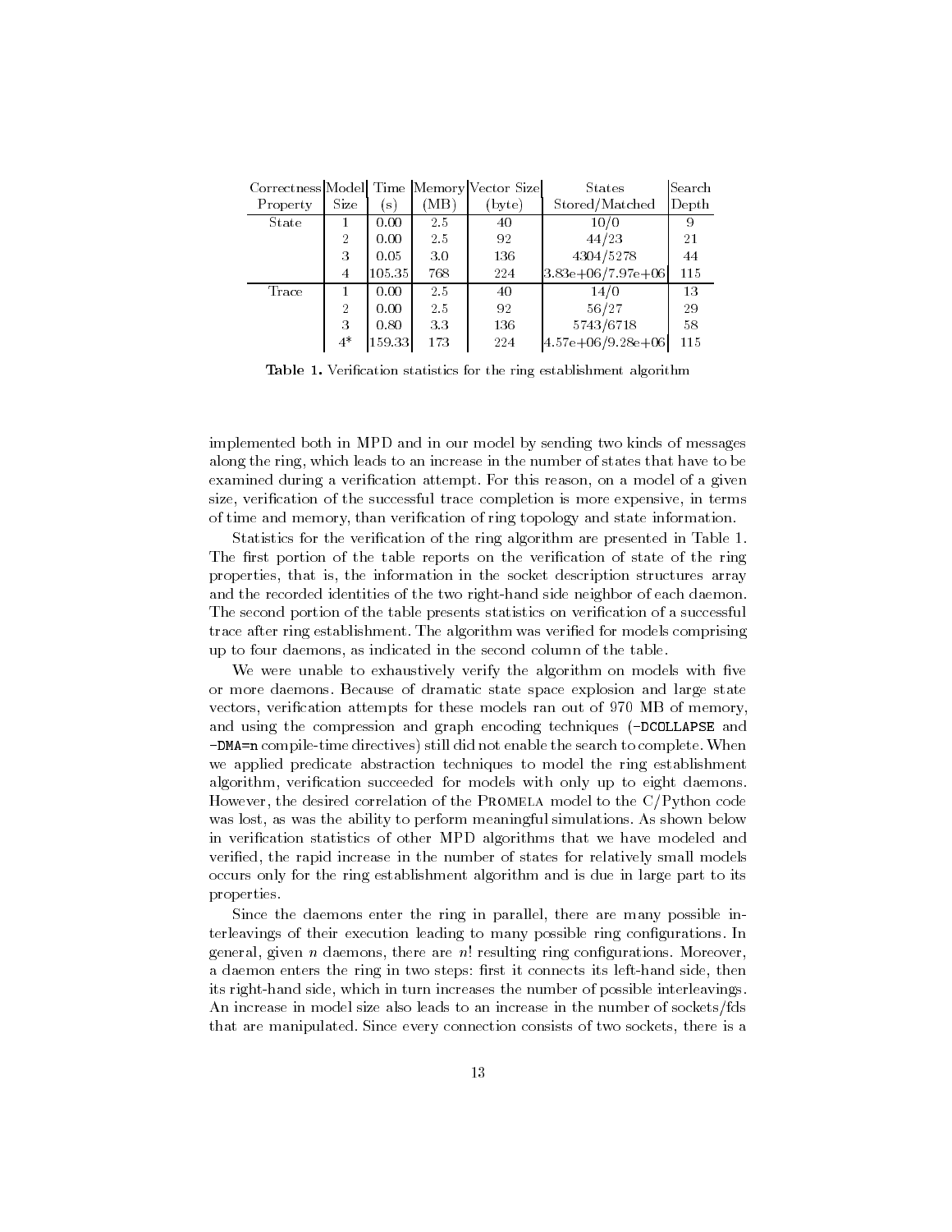| Correctness Property | Model Size | Time (s) | Memory (MB) | Vector Size (byte) | States Stored/Matched | Search Depth |
|---|---|---|---|---|---|---|
| State | 1 | 0.00 | 2.5 | 40 | 10/0 | 9 |
| | 2 | 0.00 | 2.5 | 92 | 44/23 | 21 |
| | 3 | 0.05 | 3.0 | 136 | 4304/5278 | 44 |
| | 4 | 105.35 | 768 | 224 | 3.83e+06/7.97e+06 | 115 |
| Trace | 1 | 0.00 | 2.5 | 40 | 14/0 | 13 |
| | 2 | 0.00 | 2.5 | 92 | 56/27 | 29 |
| | 3 | 0.80 | 3.3 | 136 | 5743/6718 | 58 |
| | 4* | 159.33 | 173 | 224 | 4.57e+06/9.28e+06 | 115 |

**Table 1.** Verification statistics for the ring establishment algorithm

implemented both in MPD and in our model by sending two kinds of messages along the ring, which leads to an increase in the number of states that have to be examined during a verification attempt. For this reason, on a model of a given size, verification of the successful trace completion is more expensive, in terms of time and memory, than verification of ring topology and state information.

Statistics for the verification of the ring algorithm are presented in Table 1. The first portion of the table reports on the verification of state of the ring properties, that is, the information in the socket description structures array and the recorded identities of the two right-hand side neighbor of each daemon. The second portion of the table presents statistics on verification of a successful trace after ring establishment. The algorithm was verified for models comprising up to four daemons, as indicated in the second column of the table.

We were unable to exhaustively verify the algorithm on models with five or more daemons. Because of dramatic state space explosion and large state vectors, verification attempts for these models ran out of 970 MB of memory, and using the compression and graph encoding techniques (`-DCOLLAPSE` and `-DMA=n` compile-time directives) still did not enable the search to complete. When we applied predicate abstraction techniques to model the ring establishment algorithm, verification succeeded for models with only up to eight daemons. However, the desired correlation of the Promela model to the C/Python code was lost, as was the ability to perform meaningful simulations. As shown below in verification statistics of other MPD algorithms that we have modeled and verified, the rapid increase in the number of states for relatively small models occurs only for the ring establishment algorithm and is due in large part to its properties.

Since the daemons enter the ring in parallel, there are many possible interleavings of their execution leading to many possible ring configurations. In general, given $n$ daemons, there are $n!$ resulting ring configurations. Moreover, a daemon enters the ring in two steps: first it connects its left-hand side, then its right-hand side, which in turn increases the number of possible interleavings. An increase in model size also leads to an increase in the number of sockets/fds that are manipulated. Since every connection consists of two sockets, there is a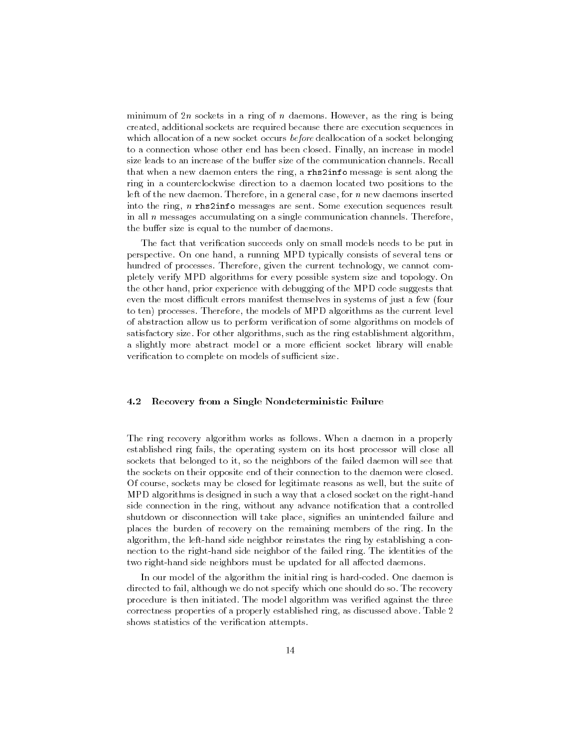minimum of $2n$ sockets in a ring of $n$ daemons. However, as the ring is being created, additional sockets are required because there are execution sequences in which allocation of a new socket occurs *before* deallocation of a socket belonging to a connection whose other end has been closed. Finally, an increase in model size leads to an increase of the buffer size of the communication channels. Recall that when a new daemon enters the ring, a `rhs2info` message is sent along the ring in a counterclockwise direction to a daemon located two positions to the left of the new daemon. Therefore, in a general case, for $n$ new daemons inserted into the ring, $n$ `rhs2info` messages are sent. Some execution sequences result in all $n$ messages accumulating on a single communication channels. Therefore, the buffer size is equal to the number of daemons.

The fact that verification succeeds only on small models needs to be put in perspective. On one hand, a running MPD typically consists of several tens or hundred of processes. Therefore, given the current technology, we cannot completely verify MPD algorithms for every possible system size and topology. On the other hand, prior experience with debugging of the MPD code suggests that even the most difficult errors manifest themselves in systems of just a few (four to ten) processes. Therefore, the models of MPD algorithms as the current level of abstraction allow us to perform verification of some algorithms on models of satisfactory size. For other algorithms, such as the ring establishment algorithm, a slightly more abstract model or a more efficient socket library will enable verification to complete on models of sufficient size.

### 4.2 Recovery from a Single Nondeterministic Failure

The ring recovery algorithm works as follows. When a daemon in a properly established ring fails, the operating system on its host processor will close all sockets that belonged to it, so the neighbors of the failed daemon will see that the sockets on their opposite end of their connection to the daemon were closed. Of course, sockets may be closed for legitimate reasons as well, but the suite of MPD algorithms is designed in such a way that a closed socket on the right-hand side connection in the ring, without any advance notification that a controlled shutdown or disconnection will take place, signifies an unintended failure and places the burden of recovery on the remaining members of the ring. In the algorithm, the left-hand side neighbor reinstates the ring by establishing a connection to the right-hand side neighbor of the failed ring. The identities of the two right-hand side neighbors must be updated for all affected daemons.

In our model of the algorithm the initial ring is hard-coded. One daemon is directed to fail, although we do not specify which one should do so. The recovery procedure is then initiated. The model algorithm was verified against the three correctness properties of a properly established ring, as discussed above. Table 2 shows statistics of the verification attempts.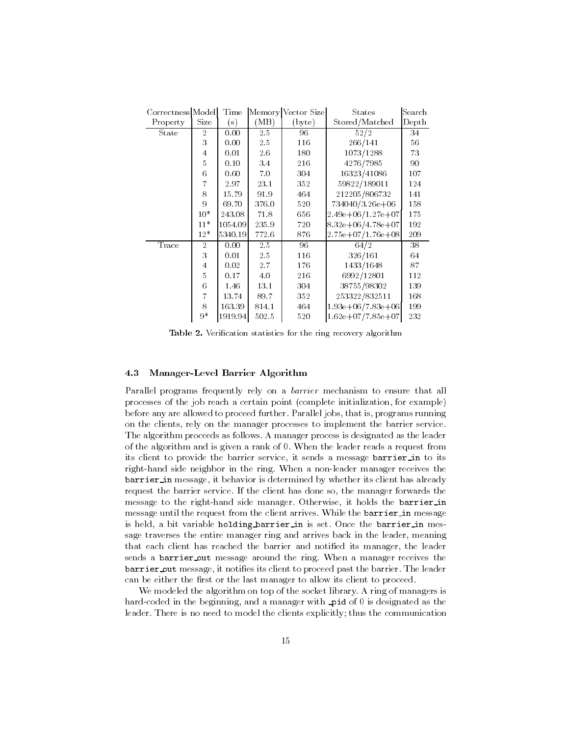| Correctness Property | Model Size | Time (s) | Memory (MB) | Vector Size (byte) | States Stored/Matched | Search Depth |
|---|---|---|---|---|---|---|
| State | 2 | 0.00 | 2.5 | 96 | 52/2 | 34 |
| | 3 | 0.00 | 2.5 | 116 | 266/141 | 56 |
| | 4 | 0.01 | 2.6 | 180 | 1073/1288 | 73 |
| | 5 | 0.10 | 3.4 | 216 | 4276/7985 | 90 |
| | 6 | 0.60 | 7.0 | 304 | 16323/41086 | 107 |
| | 7 | 2.97 | 23.1 | 352 | 59822/189011 | 124 |
| | 8 | 15.79 | 91.9 | 464 | 212205/806732 | 141 |
| | 9 | 69.70 | 376.0 | 520 | 734040/3.26e+06 | 158 |
| | 10* | 243.08 | 71.8 | 656 | 2.49e+06/1.27e+07 | 175 |
| | 11* | 1054.09 | 235.9 | 720 | 8.32e+06/4.78e+07 | 192 |
| | 12* | 5340.19 | 772.6 | 876 | 2.75e+07/1.76e+08 | 209 |
| Trace | 2 | 0.00 | 2.5 | 96 | 64/2 | 38 |
| | 3 | 0.01 | 2.5 | 116 | 326/161 | 64 |
| | 4 | 0.02 | 2.7 | 176 | 1433/1648 | 87 |
| | 5 | 0.17 | 4.0 | 216 | 6992/12801 | 112 |
| | 6 | 1.46 | 13.1 | 304 | 38755/98302 | 139 |
| | 7 | 13.74 | 89.7 | 352 | 253322/832511 | 168 |
| | 8 | 163.39 | 814.1 | 464 | 1.93e+06/7.83e+06 | 199 |
| | 9* | 1919.94 | 502.5 | 520 | 1.62e+07/7.85e+07 | 232 |

**Table 2.** Verification statistics for the ring recovery algorithm

### 4.3 Manager-Level Barrier Algorithm

Parallel programs frequently rely on a *barrier* mechanism to ensure that all processes of the job reach a certain point (complete initialization, for example) before any are allowed to proceed further. Parallel jobs, that is, programs running on the clients, rely on the manager processes to implement the barrier service. The algorithm proceeds as follows. A manager process is designated as the leader of the algorithm and is given a rank of 0. When the leader reads a request from its client to provide the barrier service, it sends a message `barrier_in` to its right-hand side neighbor in the ring. When a non-leader manager receives the `barrier_in` message, it behavior is determined by whether its client has already request the barrier service. If the client has done so, the manager forwards the message to the right-hand side manager. Otherwise, it holds the `barrier_in` message until the request from the client arrives. While the `barrier_in` message is held, a bit variable `holding_barrier_in` is set. Once the `barrier_in` message traverses the entire manager ring and arrives back in the leader, meaning that each client has reached the barrier and notified its manager, the leader sends a `barrier_out` message around the ring. When a manager receives the `barrier_out` message, it notifies its client to proceed past the barrier. The leader can be either the first or the last manager to allow its client to proceed.

We modeled the algorithm on top of the socket library. A ring of managers is hard-coded in the beginning, and a manager with `_pid` of 0 is designated as the leader. There is no need to model the clients explicitly; thus the communication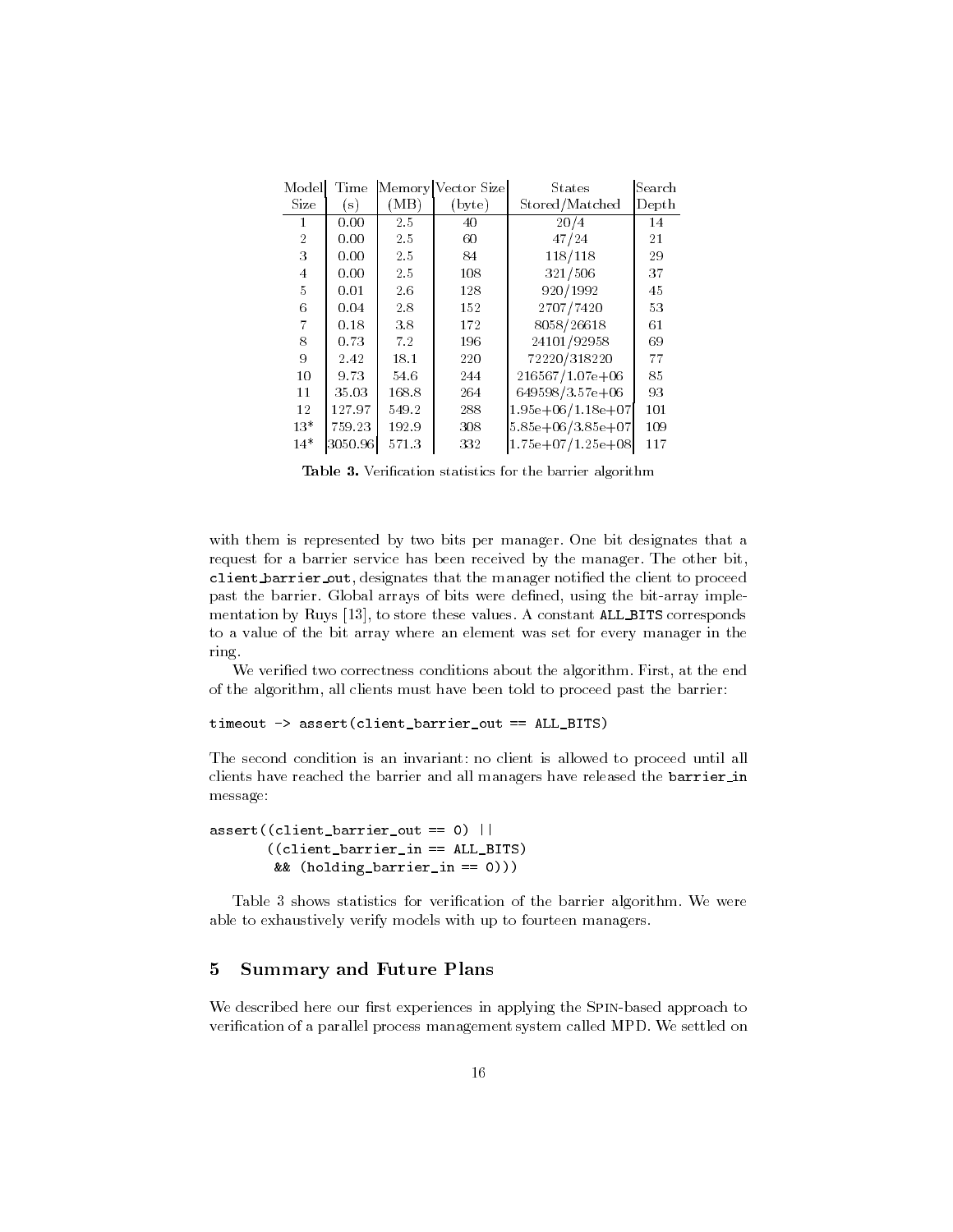| Model Size | Time (s) | Memory (MB) | Vector Size (byte) | States Stored/Matched | Search Depth |
|---|---|---|---|---|---|
| 1 | 0.00 | 2.5 | 40 | 20/4 | 14 |
| 2 | 0.00 | 2.5 | 60 | 47/24 | 21 |
| 3 | 0.00 | 2.5 | 84 | 118/118 | 29 |
| 4 | 0.00 | 2.5 | 108 | 321/506 | 37 |
| 5 | 0.01 | 2.6 | 128 | 920/1992 | 45 |
| 6 | 0.04 | 2.8 | 152 | 2707/7420 | 53 |
| 7 | 0.18 | 3.8 | 172 | 8058/26618 | 61 |
| 8 | 0.73 | 7.2 | 196 | 24101/92958 | 69 |
| 9 | 2.42 | 18.1 | 220 | 72220/318220 | 77 |
| 10 | 9.73 | 54.6 | 244 | 216567/1.07e+06 | 85 |
| 11 | 35.03 | 168.8 | 264 | 649598/3.57e+06 | 93 |
| 12 | 127.97 | 549.2 | 288 | 1.95e+06/1.18e+07 | 101 |
| 13* | 759.23 | 192.9 | 308 | 5.85e+06/3.85e+07 | 109 |
| 14* | 3050.96 | 571.3 | 332 | 1.75e+07/1.25e+08 | 117 |

**Table 3.** Verification statistics for the barrier algorithm

with them is represented by two bits per manager. One bit designates that a request for a barrier service has been received by the manager. The other bit, `client_barrier_out`, designates that the manager notified the client to proceed past the barrier. Global arrays of bits were defined, using the bit-array implementation by Ruys [13], to store these values. A constant `ALL_BITS` corresponds to a value of the bit array where an element was set for every manager in the ring.

We verified two correctness conditions about the algorithm. First, at the end of the algorithm, all clients must have been told to proceed past the barrier:

```
timeout -> assert(client_barrier_out == ALL_BITS)
```

The second condition is an invariant: no client is allowed to proceed until all clients have reached the barrier and all managers have released the `barrier_in` message:

```
assert((client_barrier_out == 0) ||
       ((client_barrier_in == ALL_BITS)
        && (holding_barrier_in == 0)))
```

Table 3 shows statistics for verification of the barrier algorithm. We were able to exhaustively verify models with up to fourteen managers.

## 5 Summary and Future Plans

We described here our first experiences in applying the Spin-based approach to verification of a parallel process management system called MPD. We settled on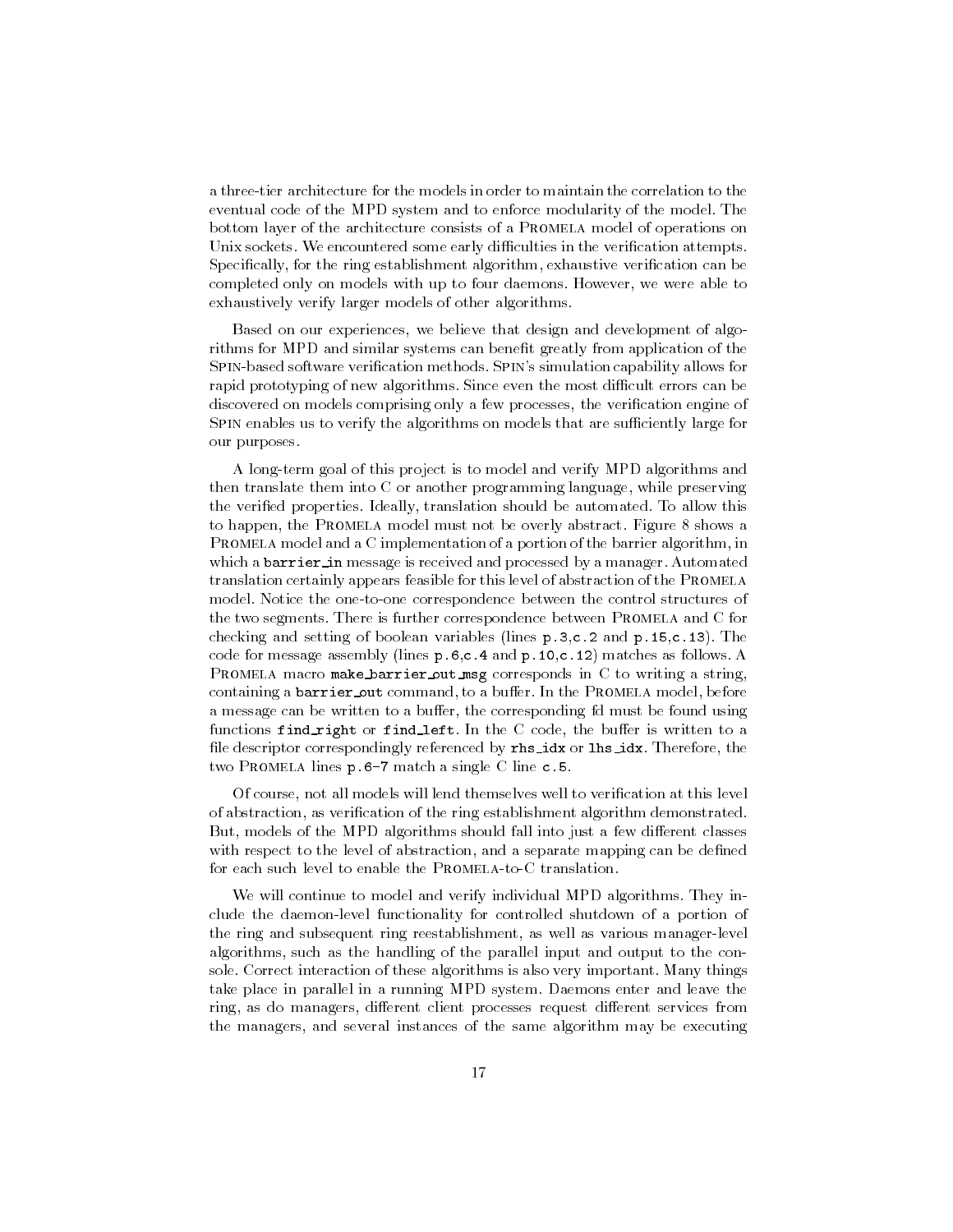a three-tier architecture for the models in order to maintain the correlation to the eventual code of the MPD system and to enforce modularity of the model. The bottom layer of the architecture consists of a Promela model of operations on Unix sockets. We encountered some early difficulties in the verification attempts. Specifically, for the ring establishment algorithm, exhaustive verification can be completed only on models with up to four daemons. However, we were able to exhaustively verify larger models of other algorithms.

Based on our experiences, we believe that design and development of algorithms for MPD and similar systems can benefit greatly from application of the Spin-based software verification methods. Spin's simulation capability allows for rapid prototyping of new algorithms. Since even the most difficult errors can be discovered on models comprising only a few processes, the verification engine of Spin enables us to verify the algorithms on models that are sufficiently large for our purposes.

A long-term goal of this project is to model and verify MPD algorithms and then translate them into C or another programming language, while preserving the verified properties. Ideally, translation should be automated. To allow this to happen, the Promela model must not be overly abstract. Figure 8 shows a Promela model and a C implementation of a portion of the barrier algorithm, in which a `barrier_in` message is received and processed by a manager. Automated translation certainly appears feasible for this level of abstraction of the Promela model. Notice the one-to-one correspondence between the control structures of the two segments. There is further correspondence between Promela and C for checking and setting of boolean variables (lines `p.3`,`c.2` and `p.15`,`c.13`). The code for message assembly (lines `p.6`,`c.4` and `p.10`,`c.12`) matches as follows. A Promela macro `make_barrier_out_msg` corresponds in C to writing a string, containing a `barrier_out` command, to a buffer. In the Promela model, before a message can be written to a buffer, the corresponding fd must be found using functions `find_right` or `find_left`. In the C code, the buffer is written to a file descriptor correspondingly referenced by `rhs_idx` or `lhs_idx`. Therefore, the two Promela lines `p.6-7` match a single C line `c.5`.

Of course, not all models will lend themselves well to verification at this level of abstraction, as verification of the ring establishment algorithm demonstrated. But, models of the MPD algorithms should fall into just a few different classes with respect to the level of abstraction, and a separate mapping can be defined for each such level to enable the Promela-to-C translation.

We will continue to model and verify individual MPD algorithms. They include the daemon-level functionality for controlled shutdown of a portion of the ring and subsequent ring reestablishment, as well as various manager-level algorithms, such as the handling of the parallel input and output to the console. Correct interaction of these algorithms is also very important. Many things take place in parallel in a running MPD system. Daemons enter and leave the ring, as do managers, different client processes request different services from the managers, and several instances of the same algorithm may be executing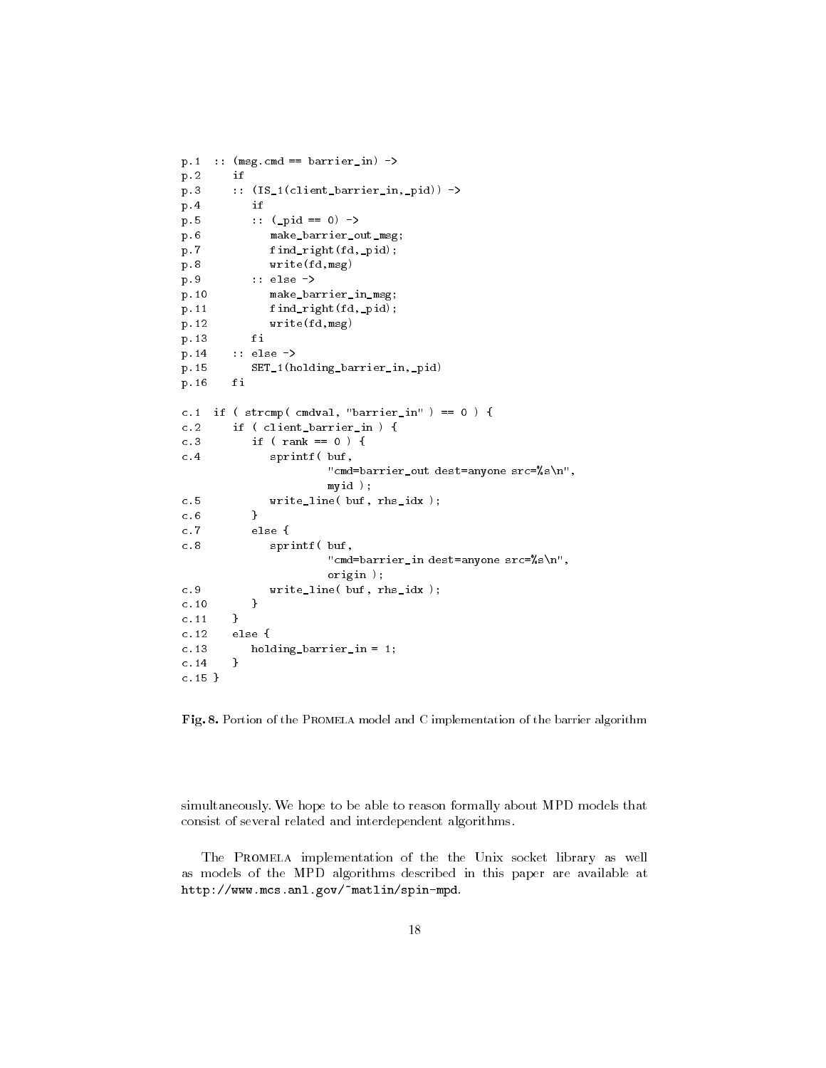```
p.1  :: (msg.cmd == barrier_in) ->
p.2     if
p.3     :: (IS_1(client_barrier_in,_pid)) ->
p.4        if
p.5        :: (_pid == 0) ->
p.6           make_barrier_out_msg;
p.7           find_right(fd,_pid);
p.8           write(fd,msg)
p.9        :: else ->
p.10          make_barrier_in_msg;
p.11          find_right(fd,_pid);
p.12          write(fd,msg)
p.13       fi
p.14    :: else ->
p.15       SET_1(holding_barrier_in,_pid)
p.16    fi

c.1  if ( strcmp( cmdval, "barrier_in" ) == 0 ) {
c.2     if ( client_barrier_in ) {
c.3        if ( rank == 0 ) {
c.4           sprintf( buf,
                       "cmd=barrier_out dest=anyone src=%s\n",
                       myid );
c.5           write_line( buf, rhs_idx );
c.6        }
c.7        else {
c.8           sprintf( buf,
                       "cmd=barrier_in dest=anyone src=%s\n",
                       origin );
c.9           write_line( buf, rhs_idx );
c.10       }
c.11    }
c.12    else {
c.13       holding_barrier_in = 1;
c.14    }
c.15 }
```

**Fig. 8.** Portion of the PROMELA model and C implementation of the barrier algorithm

simultaneously. We hope to be able to reason formally about MPD models that consist of several related and interdependent algorithms.

The PROMELA implementation of the the Unix socket library as well as models of the MPD algorithms described in this paper are available at http://www.mcs.anl.gov/~matlin/spin-mpd.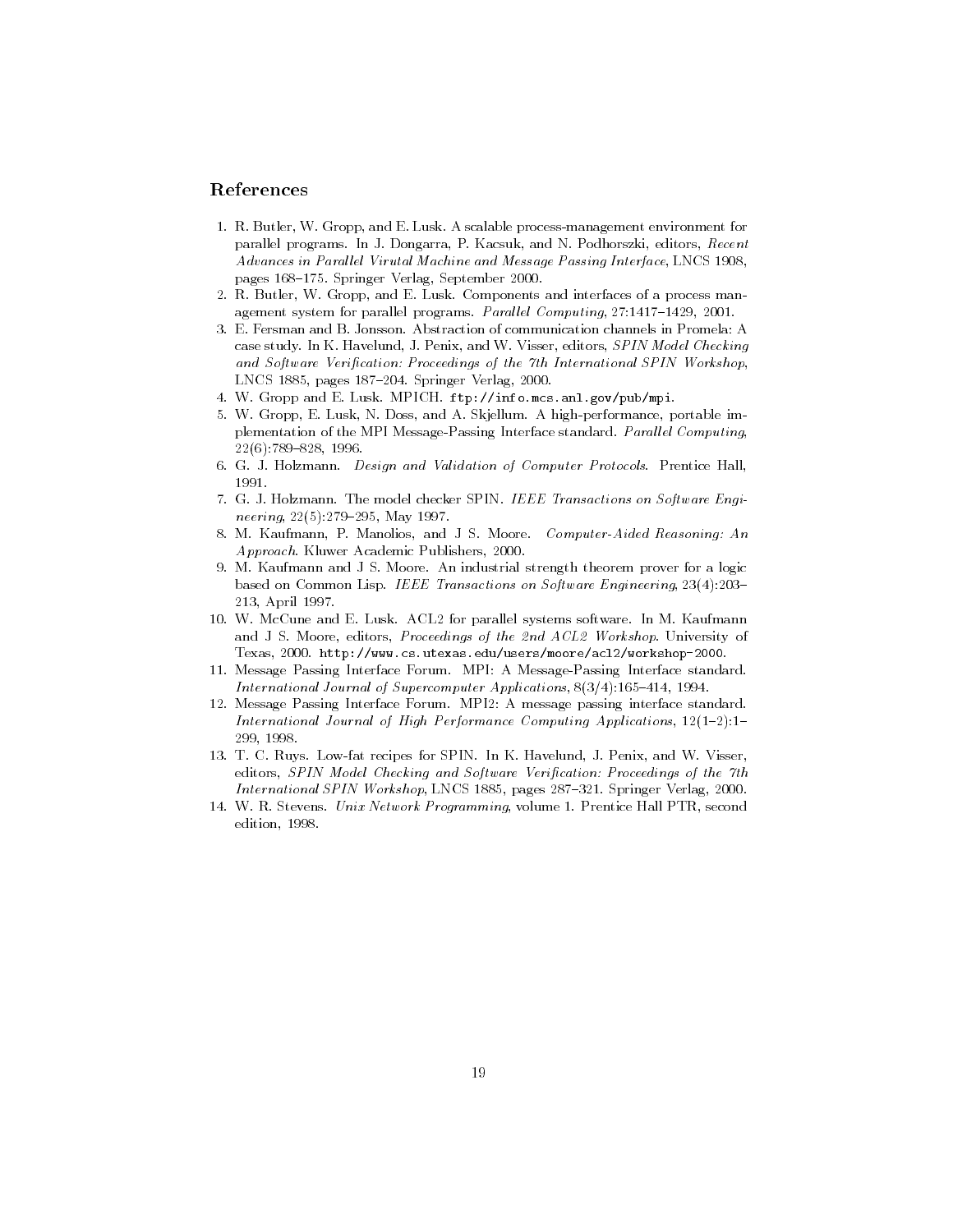## References

1. R. Butler, W. Gropp, and E. Lusk. A scalable process-management environment for parallel programs. In J. Dongarra, P. Kacsuk, and N. Podhorszki, editors, *Recent Advances in Parallel Virutal Machine and Message Passing Interface*, LNCS 1908, pages 168–175. Springer Verlag, September 2000.
2. R. Butler, W. Gropp, and E. Lusk. Components and interfaces of a process management system for parallel programs. *Parallel Computing*, 27:1417–1429, 2001.
3. E. Fersman and B. Jonsson. Abstraction of communication channels in Promela: A case study. In K. Havelund, J. Penix, and W. Visser, editors, *SPIN Model Checking and Software Verification: Proceedings of the 7th International SPIN Workshop*, LNCS 1885, pages 187–204. Springer Verlag, 2000.
4. W. Gropp and E. Lusk. MPICH. `ftp://info.mcs.anl.gov/pub/mpi`.
5. W. Gropp, E. Lusk, N. Doss, and A. Skjellum. A high-performance, portable implementation of the MPI Message-Passing Interface standard. *Parallel Computing*, 22(6):789–828, 1996.
6. G. J. Holzmann. *Design and Validation of Computer Protocols*. Prentice Hall, 1991.
7. G. J. Holzmann. The model checker SPIN. *IEEE Transactions on Software Engineering*, 22(5):279–295, May 1997.
8. M. Kaufmann, P. Manolios, and J S. Moore. *Computer-Aided Reasoning: An Approach*. Kluwer Academic Publishers, 2000.
9. M. Kaufmann and J S. Moore. An industrial strength theorem prover for a logic based on Common Lisp. *IEEE Transactions on Software Engineering*, 23(4):203–213, April 1997.
10. W. McCune and E. Lusk. ACL2 for parallel systems software. In M. Kaufmann and J S. Moore, editors, *Proceedings of the 2nd ACL2 Workshop*. University of Texas, 2000. `http://www.cs.utexas.edu/users/moore/acl2/workshop-2000`.
11. Message Passing Interface Forum. MPI: A Message-Passing Interface standard. *International Journal of Supercomputer Applications*, 8(3/4):165–414, 1994.
12. Message Passing Interface Forum. MPI2: A message passing interface standard. *International Journal of High Performance Computing Applications*, 12(1–2):1–299, 1998.
13. T. C. Ruys. Low-fat recipes for SPIN. In K. Havelund, J. Penix, and W. Visser, editors, *SPIN Model Checking and Software Verification: Proceedings of the 7th International SPIN Workshop*, LNCS 1885, pages 287–321. Springer Verlag, 2000.
14. W. R. Stevens. *Unix Network Programming*, volume 1. Prentice Hall PTR, second edition, 1998.